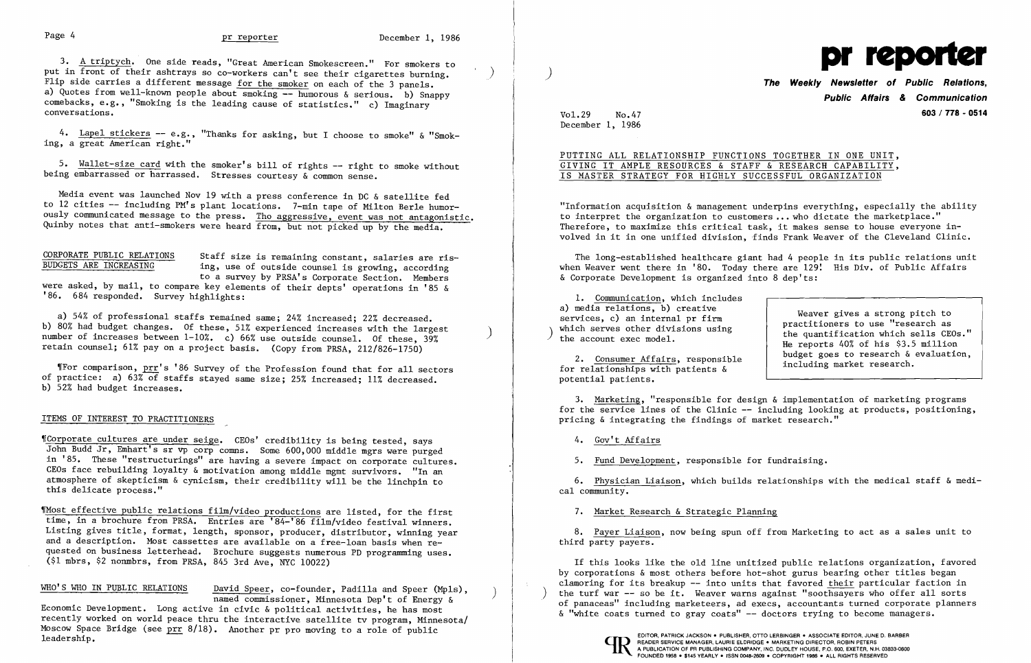3. A triptych. One side reads, "Great American Smokescreen." For smokers to put in front of their ashtrays so co-workers can't see their cigarettes burning. Flip side carries a different message for the smoker on each of the 3 panels. a) Quotes from well-known people about smoking -- humorous & serious. b) Snappy comebacks, e.g., "Smoking is the leading cause of statistics." c) Imaginary conversations.

4. Lapel stickers -- e.g., "Thanks for asking, but I choose to smoke" & "Smoking, a great American right."

5. Wallet-size card with the smoker's bill of rights -- right to smoke without being embarrassed or harrassed. Stresses courtesy & common sense.

Media event was launched Nov 19 with a press conference in DC & satellite fed to 12 cities -- including PM's plant locations. 7-min tape of Milton Berle humorously communicated message to the press. Tho aggressive, event was not antagonistic. Quinby notes that anti-smokers were heard from, but not picked up by the media.

## CORPORATE PUBLIC RELATIONS BUDGETS ARE INCREASING

Staff size is remaining constant, salaries are rising, use of outside counsel is growing, according to a survey by PRSA's Corporate Section. Members were asked, by mail, to compare key elements of their depts' operations in '85 & '86. 684 responded. Survey highlights:

a) 54% of professional staffs remained same; 24% increased; 22% decreased. b) 80% had budget changes. Of these, 51% experienced increases with the largest number of increases between 1-10%. c) 66% use outside counsel. Of these, 39% retain counsel; 61% pay on a project basis. (Copy from PRSA, 212/826-1750)

¶For comparison, prr's '86 Survey of the Profession found that for all sectors of practice: a) 63% of staffs stayed same size; 25% increased; 11% decreased. b) 52% had budget increases.

## ITEMS OF INTEREST TO PRACTITIONERS

¶Corporate cultures are under seige. CEOs' credibility is being tested, says John Budd Jr, Emhart's sr vp corp comns. Some 600,000 middle mgrs were purged in '85. These "restructurings" are having a severe impact on corporate cultures. CEOs face rebuilding loyalty & motivation among middle mgmt survivors. "In an atmosphere of skepticism & cynicism, their credibility will be the linchpin to this delicate process."

¶Most effective public relations film/video productions are listed, for the first time, in a brochure from PRSA. Entries are '84-'86 film/video festival winners. Listing gives title, format, length, sponsor, producer, distributor, winning year and a description. Most cassettes are available on a free-loan basis when requested on business letterhead. Brochure suggests numerous PD programming uses. ($1 mbrs, $2 nonmbrs, from PRSA, 845 3rd Ave, NYC 10022)

## WHO'S WHO IN PUBLIC RELATIONS

David Speer, co-founder, Padilla and Speer (Mpls), named commissioner, Minnesota Dep't of Energy & Economic Development. Long active in civic & political activities, he has most recently worked on world peace thru the interactive satellite tv program, Minnesota/Moscow Space Bridge (see prr 8/18). Another pr pro moving to a role of public leadership.

# pr reporter

**The Weekly Newsletter of Public Relations, Public Affairs & Communication**

**603 / 778 - 0514**

Vol.29 No.47
December 1, 1986

## PUTTING ALL RELATIONSHIP FUNCTIONS TOGETHER IN ONE UNIT, GIVING IT AMPLE RESOURCES & STAFF & RESEARCH CAPABILITY, IS MASTER STRATEGY FOR HIGHLY SUCCESSFUL ORGANIZATION

"Information acquisition & management underpins everything, especially the ability to interpret the organization to customers ... who dictate the marketplace." Therefore, to maximize this critical task, it makes sense to house everyone involved in it in one unified division, finds Frank Weaver of the Cleveland Clinic.

The long-established healthcare giant had 4 people in its public relations unit when Weaver went there in '80. Today there are 129! His Div. of Public Affairs & Corporate Development is organized into 8 dep'ts:

> Weaver gives a strong pitch to practitioners to use "research as the quantification which sells CEOs." He reports 40% of his $3.5 million budget goes to research & evaluation, including market research.

1. Communication, which includes a) media relations, b) creative services, c) an internal pr firm which serves other divisions using the account exec model.

2. Consumer Affairs, responsible for relationships with patients & potential patients.

3. Marketing, "responsible for design & implementation of marketing programs for the service lines of the Clinic -- including looking at products, positioning, pricing & integrating the findings of market research."

4. Gov't Affairs

5. Fund Development, responsible for fundraising.

6. Physician Liaison, which builds relationships with the medical staff & medical community.

7. Market Research & Strategic Planning

8. Payer Liaison, now being spun off from Marketing to act as a sales unit to third party payers.

If this looks like the old line unitized public relations organization, favored by corporations & most others before hot-shot gurus bearing other titles began clamoring for its breakup -- into units that favored their particular faction in the turf war -- so be it. Weaver warns against "soothsayers who offer all sorts of panaceas" including marketeers, ad execs, accountants turned corporate planners & "white coats turned to gray coats" -- doctors trying to become managers.

EDITOR, PATRICK JACKSON • PUBLISHER, OTTO LERBINGER • ASSOCIATE EDITOR, JUNE D. BARBER
READER SERVICE MANAGER, LAURIE ELDRIDGE • MARKETING DIRECTOR, ROBIN PETERS
A PUBLICATION OF PR PUBLISHING COMPANY, INC. DUDLEY HOUSE, P.O. 600, EXETER, N.H. 03833-0600
FOUNDED 1958 • $145 YEARLY • ISSN 0048-2609 • COPYRIGHT 1986 • ALL RIGHTS RESERVED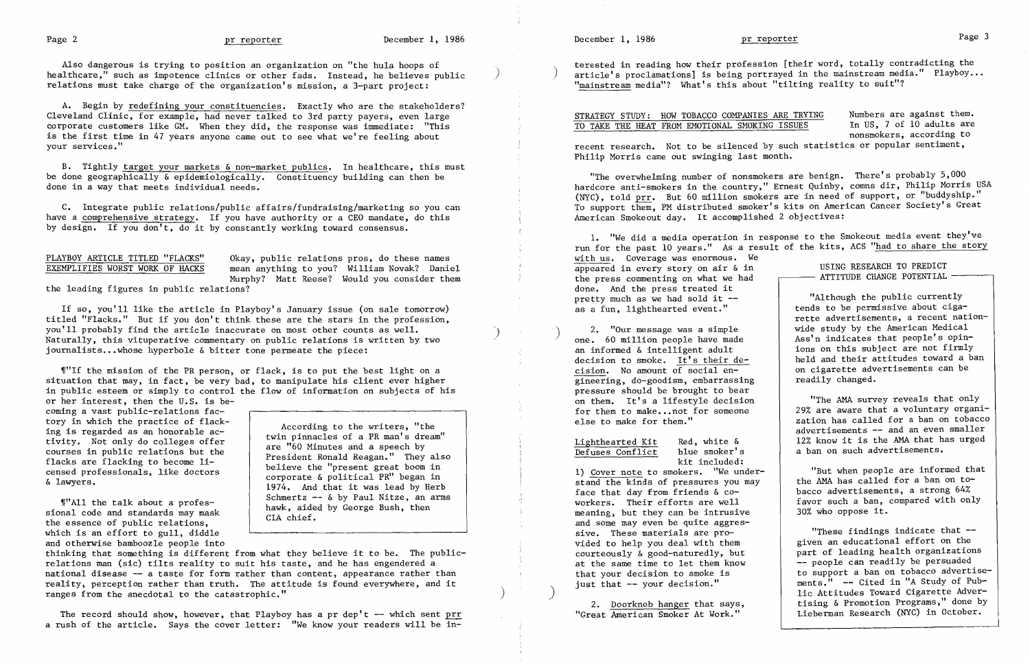Also dangerous is trying to position an organization on "the hula hoops of healthcare," such as impotence clinics or other fads. Instead, he believes public relations must take charge of the organization's mission, a 3-part project:

A. Begin by redefining your constituencies. Exactly who are the stakeholders? Cleveland Clinic, for example, had never talked to 3rd party payers, even large corporate customers like GM. When they did, the response was immediate: "This is the first time in 47 years anyone came out to see what we're feeling about your services."

B. Tightly target your markets & non-market publics. In healthcare, this must be done geographically & epidemiologically. Constituency building can then be done in a way that meets individual needs.

C. Integrate public relations/public affairs/fundraising/marketing so you can have a comprehensive strategy. If you have authority or a CEO mandate, do this by design. If you don't, do it by constantly working toward consensus.

## PLAYBOY ARTICLE TITLED "FLACKS" EXEMPLIFIES WORST WORK OF HACKS

Okay, public relations pros, do these names mean anything to you? William Novak? Daniel Murphy? Matt Reese? Would you consider them the leading figures in public relations?

If so, you'll like the article in Playboy's January issue (on sale tomorrow) titled "Flacks." But if you don't think these are the stars in the profession, you'll probably find the article inaccurate on most other counts as well. Naturally, this vituperative commentary on public relations is written by two journalists...whose hyperbole & bitter tone permeate the piece:

¶"If the mission of the PR person, or flack, is to put the best light on a situation that may, in fact, be very bad, to manipulate his client ever higher in public esteem or simply to control the flow of information on subjects of his or her interest, then the U.S. is becoming a vast public-relations factory in which the practice of flacking is regarded as an honorable activity. Not only do colleges offer courses in public relations but the flacks are flacking to become licensed professionals, like doctors & lawyers.

¶"All the talk about a professional code and standards may mask the essence of public relations, which is an effort to gull, diddle and otherwise bamboozle people into thinking that something is different from what they believe it to be. The public-relations man (sic) tilts reality to suit his taste, and he has engendered a national disease -- a taste for form rather than content, appearance rather than reality, perception rather than truth. The attitude is found everywhere, and it ranges from the anecdotal to the catastrophic."

> According to the writers, "the twin pinnacles of a PR man's dream" are "60 Minutes and a speech by President Ronald Reagan." They also believe the "present great boom in corporate & political PR" began in 1974. And that it was lead by Herb Schmertz -- & by Paul Nitze, an arms hawk, aided by George Bush, then CIA chief.

The record should show, however, that Playboy has a pr dep't -- which sent prr a rush of the article. Says the cover letter: "We know your readers will be interested in reading how their profession [their word, totally contradicting the article's proclamations] is being portrayed in the mainstream media." Playboy... "mainstream media"? What's this about "tilting reality to suit"?

## STRATEGY STUDY: HOW TOBACCO COMPANIES ARE TRYING TO TAKE THE HEAT FROM EMOTIONAL SMOKING ISSUES

Numbers are against them. In US, 7 of 10 adults are nonsmokers, according to recent research. Not to be silenced by such statistics or popular sentiment, Philip Morris came out swinging last month.

"The overwhelming number of nonsmokers are benign. There's probably 5,000 hardcore anti-smokers in the country," Ernest Quinby, comns dir, Philip Morris USA (NYC), told prr. But 60 million smokers are in need of support, or "buddyship." To support them, PM distributed smoker's kits on American Cancer Society's Great American Smokeout day. It accomplished 2 objectives:

1. "We did a media operation in response to the Smokeout media event they've run for the past 10 years." As a result of the kits, ACS "had to share the story with us. Coverage was enormous. We appeared in every story on air & in the press commenting on what we had done. And the press treated it pretty much as we had sold it -- as a fun, lighthearted event."

2. "Our message was a simple one. 60 million people have made an informed & intelligent adult decision to smoke. It's their decision. No amount of social engineering, do-goodism, embarrassing pressure should be brought to bear on them. It's a lifestyle decision for them to make...not for someone else to make for them."

### Lighthearted Kit Defuses Conflict

Red, white & blue smoker's kit included:

1) Cover note to smokers. "We understand the kinds of pressures you may face that day from friends & coworkers. Their efforts are well meaning, but they can be intrusive and some may even be quite aggressive. These materials are provided to help you deal with them courteously & good-naturedly, but at the same time to let them know that your decision to smoke is just that -- your decision."

2. Doorknob hanger that says, "Great American Smoker At Work."

> **USING RESEARCH TO PREDICT ATTITUDE CHANGE POTENTIAL**
>
> "Although the public currently tends to be permissive about cigarette advertisements, a recent nationwide study by the American Medical Ass'n indicates that people's opinions on this subject are not firmly held and their attitudes toward a ban on cigarette advertisements can be readily changed.
>
> "The AMA survey reveals that only 29% are aware that a voluntary organization has called for a ban on tobacco advertisements -- and an even smaller 12% know it is the AMA that has urged a ban on such advertisements.
>
> "But when people are informed that the AMA has called for a ban on tobacco advertisements, a strong 64% favor such a ban, compared with only 30% who oppose it.
>
> "These findings indicate that -- given an educational effort on the part of leading health organizations -- people can readily be persuaded to support a ban on tobacco advertisements." -- Cited in "A Study of Public Attitudes Toward Cigarette Advertising & Promotion Programs," done by Lieberman Research (NYC) in October.